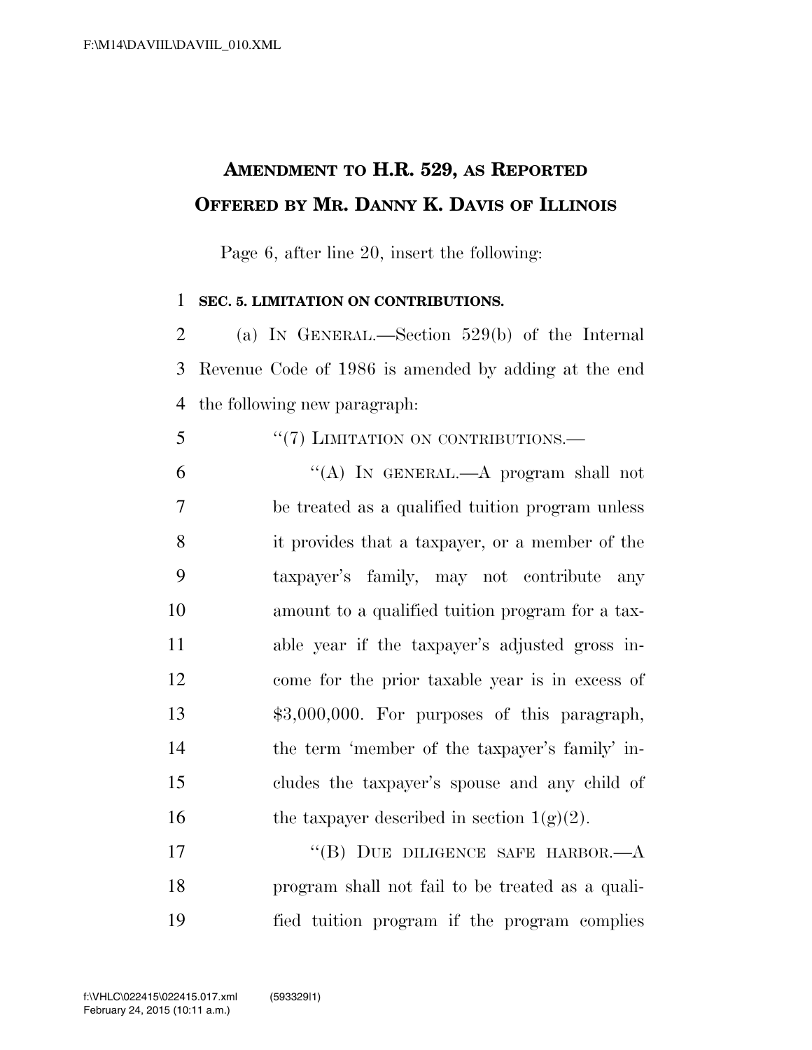## AMENDMENT TO H.R. 529, AS REPORTED OFFERED BY MR. DANNY K. DAVIS OF ILLINOIS

Page 6, after line 20, insert the following:

**SEC. 5. LIMITATION ON CONTRIBUTIONS.**

(a) IN GENERAL.—Section 529(b) of the Internal Revenue Code of 1986 is amended by adding at the end the following new paragraph:

"(7) LIMITATION ON CONTRIBUTIONS.—

"(A) IN GENERAL.—A program shall not be treated as a qualified tuition program unless it provides that a taxpayer, or a member of the taxpayer's family, may not contribute any amount to a qualified tuition program for a taxable year if the taxpayer's adjusted gross income for the prior taxable year is in excess of $3,000,000. For purposes of this paragraph, the term 'member of the taxpayer's family' includes the taxpayer's spouse and any child of the taxpayer described in section 1(g)(2).

"(B) DUE DILIGENCE SAFE HARBOR.—A program shall not fail to be treated as a qualified tuition program if the program complies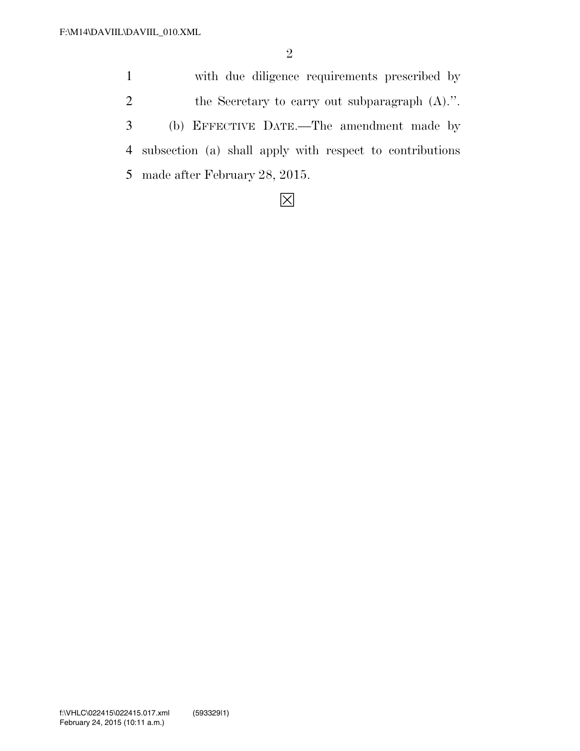with due diligence requirements prescribed by the Secretary to carry out subparagraph (A).''.

(b) EFFECTIVE DATE.—The amendment made by subsection (a) shall apply with respect to contributions made after February 28, 2015.